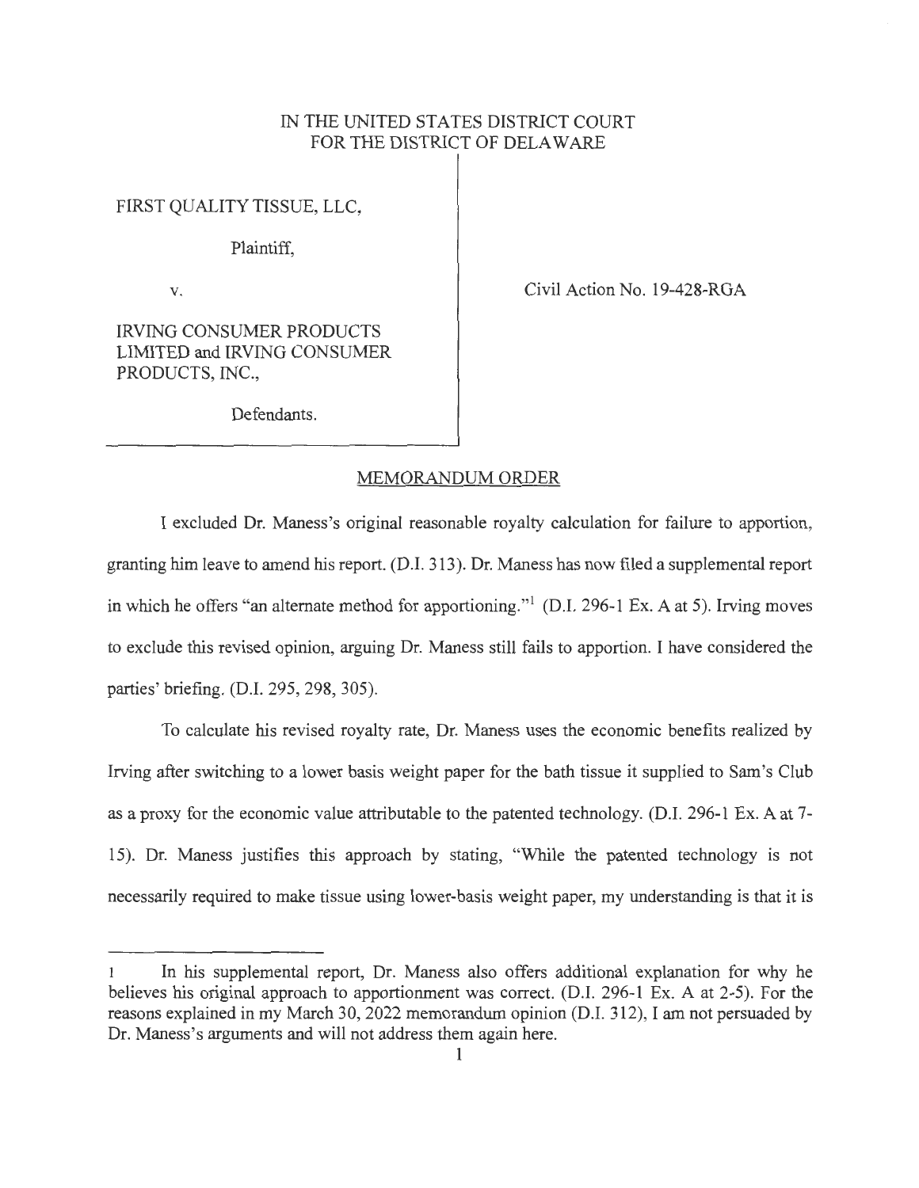IN THE UNITED STATES DISTRICT COURT
FOR THE DISTRICT OF DELAWARE

FIRST QUALITY TISSUE, LLC,

Plaintiff,

v.

IRVING CONSUMER PRODUCTS LIMITED and IRVING CONSUMER PRODUCTS, INC.,

Defendants.

Civil Action No. 19-428-RGA

## MEMORANDUM ORDER

I excluded Dr. Maness's original reasonable royalty calculation for failure to apportion, granting him leave to amend his report. (D.I. 313). Dr. Maness has now filed a supplemental report in which he offers "an alternate method for apportioning."[1] (D.I. 296-1 Ex. A at 5). Irving moves to exclude this revised opinion, arguing Dr. Maness still fails to apportion. I have considered the parties' briefing. (D.I. 295, 298, 305).

To calculate his revised royalty rate, Dr. Maness uses the economic benefits realized by Irving after switching to a lower basis weight paper for the bath tissue it supplied to Sam's Club as a proxy for the economic value attributable to the patented technology. (D.I. 296-1 Ex. A at 7-15). Dr. Maness justifies this approach by stating, "While the patented technology is not necessarily required to make tissue using lower-basis weight paper, my understanding is that it is

[1] In his supplemental report, Dr. Maness also offers additional explanation for why he believes his original approach to apportionment was correct. (D.I. 296-1 Ex. A at 2-5). For the reasons explained in my March 30, 2022 memorandum opinion (D.I. 312), I am not persuaded by Dr. Maness's arguments and will not address them again here.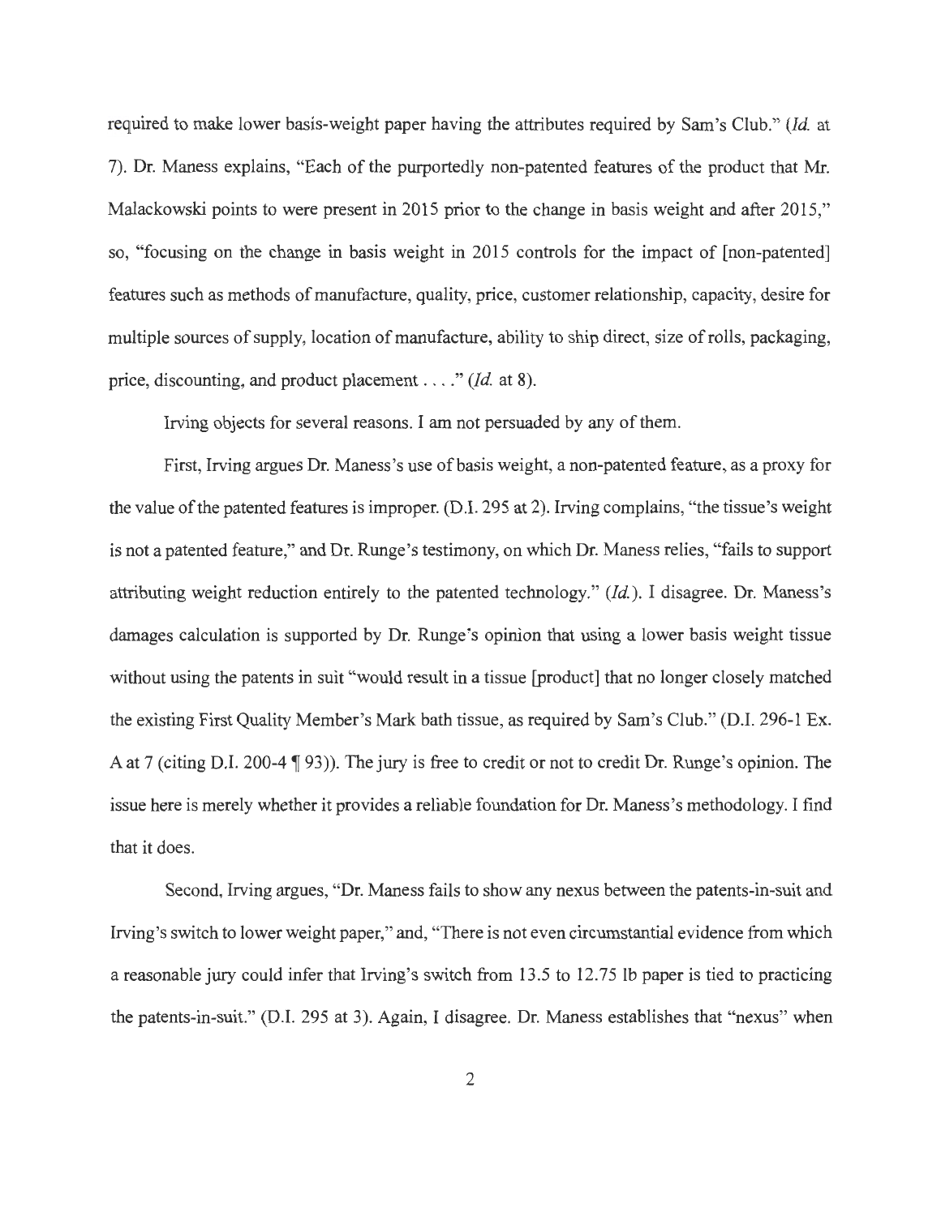required to make lower basis-weight paper having the attributes required by Sam's Club." (*Id.* at 7). Dr. Maness explains, "Each of the purportedly non-patented features of the product that Mr. Malackowski points to were present in 2015 prior to the change in basis weight and after 2015," so, "focusing on the change in basis weight in 2015 controls for the impact of [non-patented] features such as methods of manufacture, quality, price, customer relationship, capacity, desire for multiple sources of supply, location of manufacture, ability to ship direct, size of rolls, packaging, price, discounting, and product placement . . . ." (*Id.* at 8).

Irving objects for several reasons. I am not persuaded by any of them.

First, Irving argues Dr. Maness's use of basis weight, a non-patented feature, as a proxy for the value of the patented features is improper. (D.I. 295 at 2). Irving complains, "the tissue's weight is not a patented feature," and Dr. Runge's testimony, on which Dr. Maness relies, "fails to support attributing weight reduction entirely to the patented technology." (*Id.*). I disagree. Dr. Maness's damages calculation is supported by Dr. Runge's opinion that using a lower basis weight tissue without using the patents in suit "would result in a tissue [product] that no longer closely matched the existing First Quality Member's Mark bath tissue, as required by Sam's Club." (D.I. 296-1 Ex. A at 7 (citing D.I. 200-4 ¶ 93)). The jury is free to credit or not to credit Dr. Runge's opinion. The issue here is merely whether it provides a reliable foundation for Dr. Maness's methodology. I find that it does.

Second, Irving argues, "Dr. Maness fails to show any nexus between the patents-in-suit and Irving's switch to lower weight paper," and, "There is not even circumstantial evidence from which a reasonable jury could infer that Irving's switch from 13.5 to 12.75 lb paper is tied to practicing the patents-in-suit." (D.I. 295 at 3). Again, I disagree. Dr. Maness establishes that "nexus" when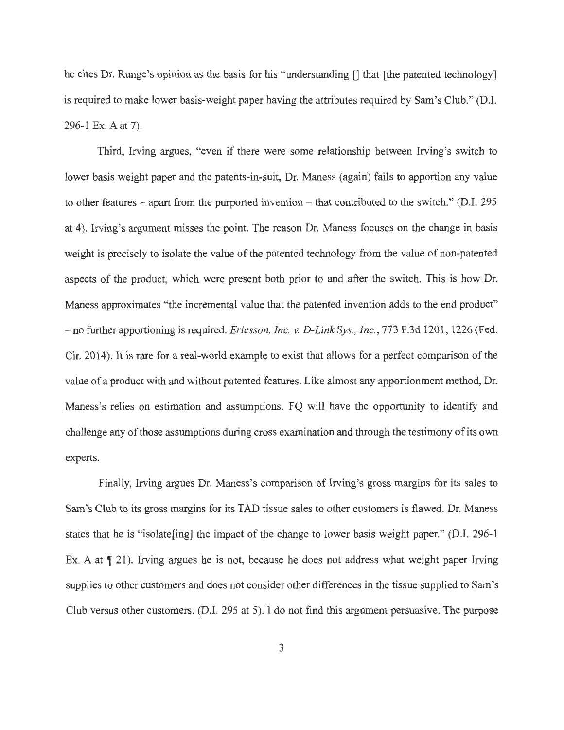he cites Dr. Runge's opinion as the basis for his "understanding [] that [the patented technology] is required to make lower basis-weight paper having the attributes required by Sam's Club." (D.I. 296-1 Ex. A at 7).

Third, Irving argues, "even if there were some relationship between Irving's switch to lower basis weight paper and the patents-in-suit, Dr. Maness (again) fails to apportion any value to other features – apart from the purported invention – that contributed to the switch." (D.I. 295 at 4). Irving's argument misses the point. The reason Dr. Maness focuses on the change in basis weight is precisely to isolate the value of the patented technology from the value of non-patented aspects of the product, which were present both prior to and after the switch. This is how Dr. Maness approximates "the incremental value that the patented invention adds to the end product" – no further apportioning is required. *Ericsson, Inc. v. D-Link Sys., Inc.*, 773 F.3d 1201, 1226 (Fed. Cir. 2014). It is rare for a real-world example to exist that allows for a perfect comparison of the value of a product with and without patented features. Like almost any apportionment method, Dr. Maness's relies on estimation and assumptions. FQ will have the opportunity to identify and challenge any of those assumptions during cross examination and through the testimony of its own experts.

Finally, Irving argues Dr. Maness's comparison of Irving's gross margins for its sales to Sam's Club to its gross margins for its TAD tissue sales to other customers is flawed. Dr. Maness states that he is "isolate[ing] the impact of the change to lower basis weight paper." (D.I. 296-1 Ex. A at ¶ 21). Irving argues he is not, because he does not address what weight paper Irving supplies to other customers and does not consider other differences in the tissue supplied to Sam's Club versus other customers. (D.I. 295 at 5). I do not find this argument persuasive. The purpose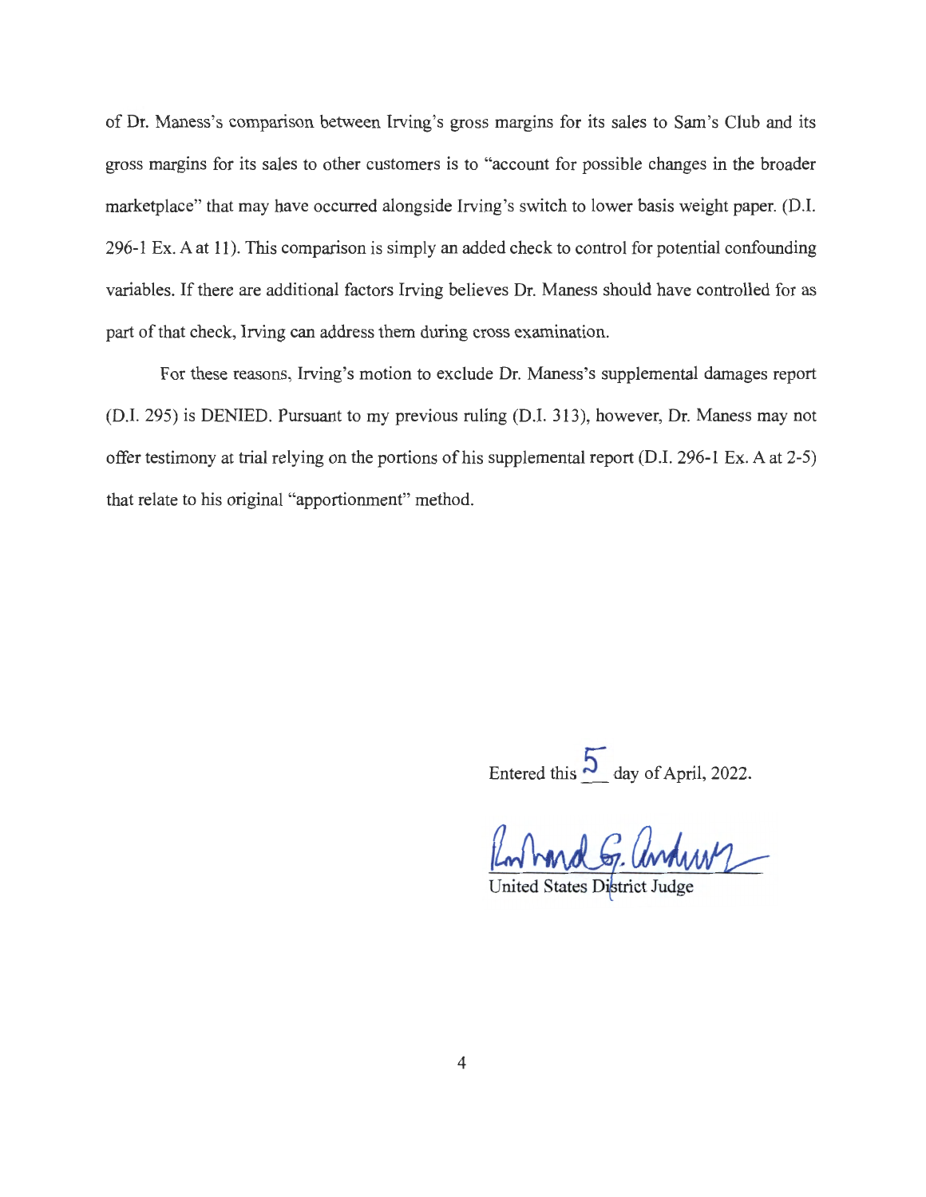of Dr. Maness's comparison between Irving's gross margins for its sales to Sam's Club and its gross margins for its sales to other customers is to "account for possible changes in the broader marketplace" that may have occurred alongside Irving's switch to lower basis weight paper. (D.I. 296-1 Ex. A at 11). This comparison is simply an added check to control for potential confounding variables. If there are additional factors Irving believes Dr. Maness should have controlled for as part of that check, Irving can address them during cross examination.

For these reasons, Irving's motion to exclude Dr. Maness's supplemental damages report (D.I. 295) is DENIED. Pursuant to my previous ruling (D.I. 313), however, Dr. Maness may not offer testimony at trial relying on the portions of his supplemental report (D.I. 296-1 Ex. A at 2-5) that relate to his original "apportionment" method.

Entered this 5 day of April, 2022.

United States District Judge